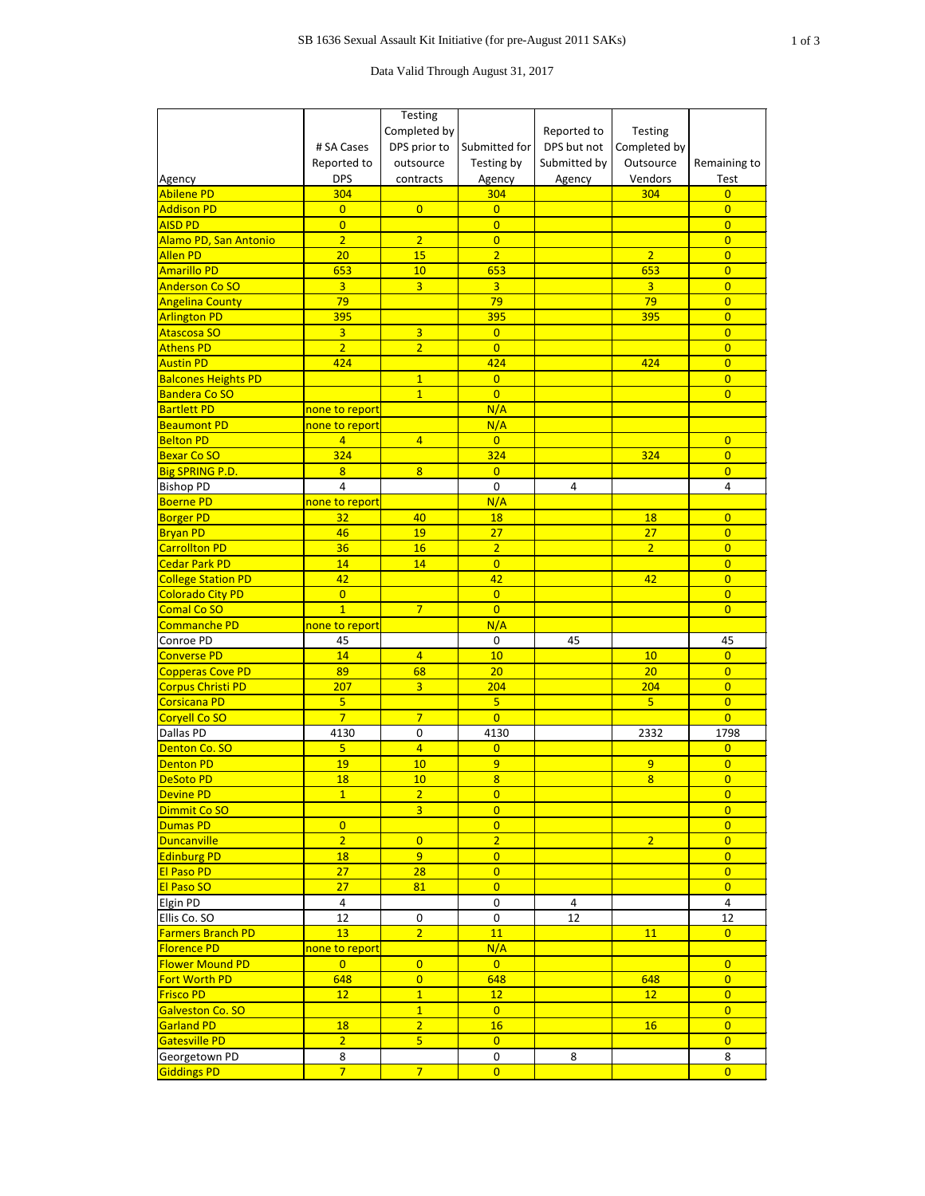# SB 1636 Sexual Assault Kit Initiative (for pre-August 2011 SAKs)

Data Valid Through August 31, 2017

| Agency | # SA Cases Reported to DPS | Testing Completed by DPS prior to outsource contracts | Submitted for Testing by Agency | Reported to DPS but not Submitted by Agency | Testing Completed by Outsource Vendors | Remaining to Test |
|---|---|---|---|---|---|---|
| Abilene PD | 304 | | 304 | | 304 | 0 |
| Addison PD | 0 | 0 | 0 | | | 0 |
| AISD PD | 0 | | 0 | | | 0 |
| Alamo PD, San Antonio | 2 | 2 | 0 | | | 0 |
| Allen PD | 20 | 15 | 2 | | 2 | 0 |
| Amarillo PD | 653 | 10 | 653 | | 653 | 0 |
| Anderson Co SO | 3 | 3 | 3 | | 3 | 0 |
| Angelina County | 79 | | 79 | | 79 | 0 |
| Arlington PD | 395 | | 395 | | 395 | 0 |
| Atascosa SO | 3 | 3 | 0 | | | 0 |
| Athens PD | 2 | 2 | 0 | | | 0 |
| Austin PD | 424 | | 424 | | 424 | 0 |
| Balcones Heights PD | | 1 | 0 | | | 0 |
| Bandera Co SO | | 1 | 0 | | | 0 |
| Bartlett PD | none to report | | N/A | | | |
| Beaumont PD | none to report | | N/A | | | |
| Belton PD | 4 | 4 | 0 | | | 0 |
| Bexar Co SO | 324 | | 324 | | 324 | 0 |
| Big SPRING P.D. | 8 | 8 | 0 | | | 0 |
| Bishop PD | 4 | | 0 | 4 | | 4 |
| Boerne PD | none to report | | N/A | | | |
| Borger PD | 32 | 40 | 18 | | 18 | 0 |
| Bryan PD | 46 | 19 | 27 | | 27 | 0 |
| Carrollton PD | 36 | 16 | 2 | | 2 | 0 |
| Cedar Park PD | 14 | 14 | 0 | | | 0 |
| College Station PD | 42 | | 42 | | 42 | 0 |
| Colorado City PD | 0 | | 0 | | | 0 |
| Comal Co SO | 1 | 7 | 0 | | | 0 |
| Commanche PD | none to report | | N/A | | | |
| Conroe PD | 45 | | 0 | 45 | | 45 |
| Converse PD | 14 | 4 | 10 | | 10 | 0 |
| Copperas Cove PD | 89 | 68 | 20 | | 20 | 0 |
| Corpus Christi PD | 207 | 3 | 204 | | 204 | 0 |
| Corsicana PD | 5 | | 5 | | 5 | 0 |
| Coryell Co SO | 7 | 7 | 0 | | | 0 |
| Dallas PD | 4130 | 0 | 4130 | | 2332 | 1798 |
| Denton Co. SO | 5 | 4 | 0 | | | 0 |
| Denton PD | 19 | 10 | 9 | | 9 | 0 |
| DeSoto PD | 18 | 10 | 8 | | 8 | 0 |
| Devine PD | 1 | 2 | 0 | | | 0 |
| Dimmit Co SO | | 3 | 0 | | | 0 |
| Dumas PD | 0 | | 0 | | | 0 |
| Duncanville | 2 | 0 | 2 | | 2 | 0 |
| Edinburg PD | 18 | 9 | 0 | | | 0 |
| El Paso PD | 27 | 28 | 0 | | | 0 |
| El Paso SO | 27 | 81 | 0 | | | 0 |
| Elgin PD | 4 | | 0 | 4 | | 4 |
| Ellis Co. SO | 12 | 0 | 0 | 12 | | 12 |
| Farmers Branch PD | 13 | 2 | 11 | | 11 | 0 |
| Florence PD | none to report | | N/A | | | |
| Flower Mound PD | 0 | 0 | 0 | | | 0 |
| Fort Worth PD | 648 | 0 | 648 | | 648 | 0 |
| Frisco PD | 12 | 1 | 12 | | 12 | 0 |
| Galveston Co. SO | | 1 | 0 | | | 0 |
| Garland PD | 18 | 2 | 16 | | 16 | 0 |
| Gatesville PD | 2 | 5 | 0 | | | 0 |
| Georgetown PD | 8 | | 0 | 8 | | 8 |
| Giddings PD | 7 | 7 | 0 | | | 0 |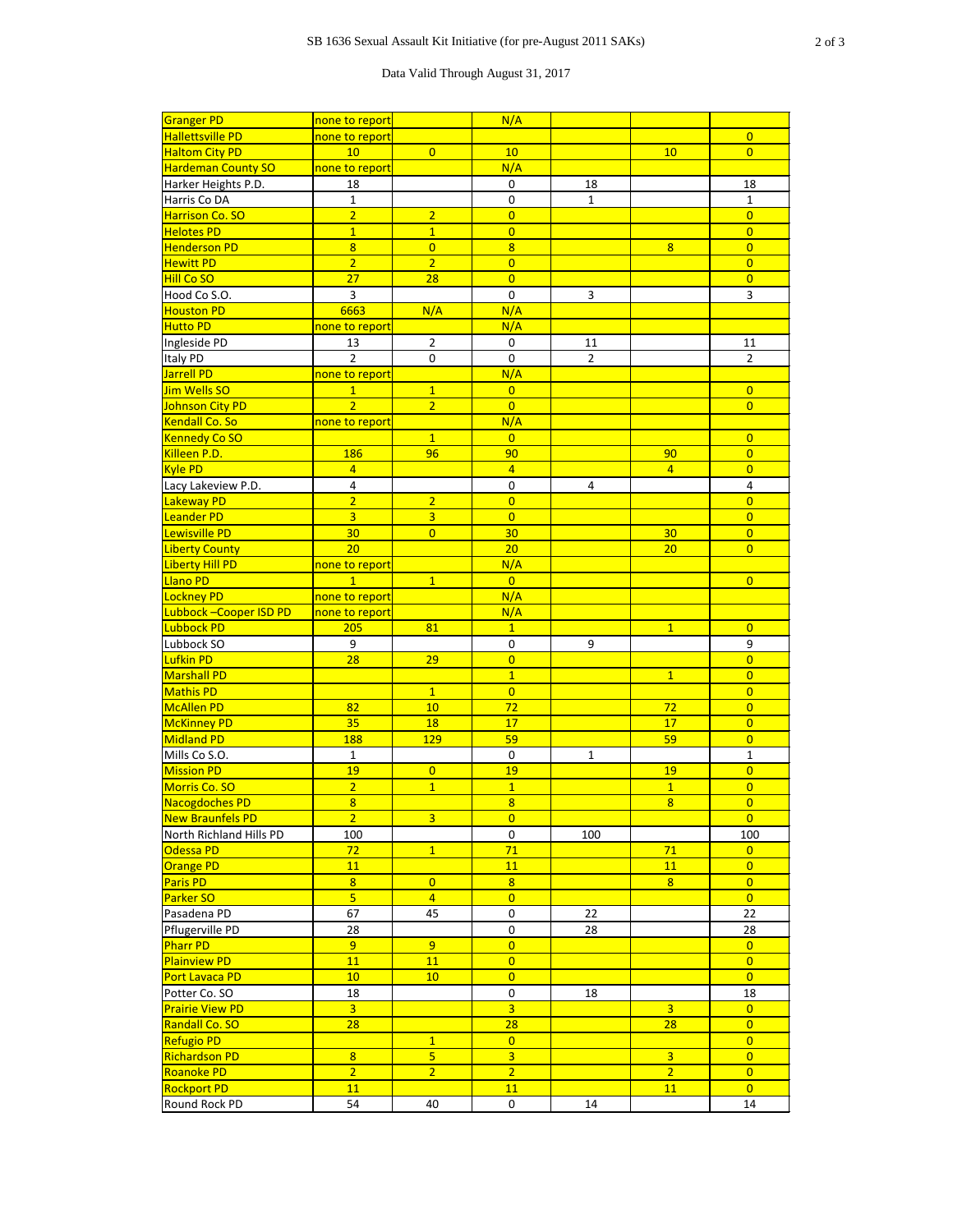| | | | | | | |
|---|---|---|---|---|---|---|
| Granger PD | none to report | | N/A | | | |
| Hallettsville PD | none to report | | | | | 0 |
| Haltom City PD | 10 | 0 | 10 | | 10 | 0 |
| Hardeman County SO | none to report | | N/A | | | |
| Harker Heights P.D. | 18 | | 0 | 18 | | 18 |
| Harris Co DA | 1 | | 0 | 1 | | 1 |
| Harrison Co. SO | 2 | 2 | 0 | | | 0 |
| Helotes PD | 1 | 1 | 0 | | | 0 |
| Henderson PD | 8 | 0 | 8 | | 8 | 0 |
| Hewitt PD | 2 | 2 | 0 | | | 0 |
| Hill Co SO | 27 | 28 | 0 | | | 0 |
| Hood Co S.O. | 3 | | 0 | 3 | | 3 |
| Houston PD | 6663 | N/A | N/A | | | |
| Hutto PD | none to report | | N/A | | | |
| Ingleside PD | 13 | 2 | 0 | 11 | | 11 |
| Italy PD | 2 | 0 | 0 | 2 | | 2 |
| Jarrell PD | none to report | | N/A | | | |
| Jim Wells SO | 1 | 1 | 0 | | | 0 |
| Johnson City PD | 2 | 2 | 0 | | | 0 |
| Kendall Co. So | none to report | | N/A | | | |
| Kennedy Co SO | | 1 | 0 | | | 0 |
| Killeen P.D. | 186 | 96 | 90 | | 90 | 0 |
| Kyle PD | 4 | | 4 | | 4 | 0 |
| Lacy Lakeview P.D. | 4 | | 0 | 4 | | 4 |
| Lakeway PD | 2 | 2 | 0 | | | 0 |
| Leander PD | 3 | 3 | 0 | | | 0 |
| Lewisville PD | 30 | 0 | 30 | | 30 | 0 |
| Liberty County | 20 | | 20 | | 20 | 0 |
| Liberty Hill PD | none to report | | N/A | | | |
| Llano PD | 1 | 1 | 0 | | | 0 |
| Lockney PD | none to report | | N/A | | | |
| Lubbock –Cooper ISD PD | none to report | | N/A | | | |
| Lubbock PD | 205 | 81 | 1 | | 1 | 0 |
| Lubbock SO | 9 | | 0 | 9 | | 9 |
| Lufkin PD | 28 | 29 | 0 | | | 0 |
| Marshall PD | | | 1 | | 1 | 0 |
| Mathis PD | | 1 | 0 | | | 0 |
| McAllen PD | 82 | 10 | 72 | | 72 | 0 |
| McKinney PD | 35 | 18 | 17 | | 17 | 0 |
| Midland PD | 188 | 129 | 59 | | 59 | 0 |
| Mills Co S.O. | 1 | | 0 | 1 | | 1 |
| Mission PD | 19 | 0 | 19 | | 19 | 0 |
| Morris Co. SO | 2 | 1 | 1 | | 1 | 0 |
| Nacogdoches PD | 8 | | 8 | | 8 | 0 |
| New Braunfels PD | 2 | 3 | 0 | | | 0 |
| North Richland Hills PD | 100 | | 0 | 100 | | 100 |
| Odessa PD | 72 | 1 | 71 | | 71 | 0 |
| Orange PD | 11 | | 11 | | 11 | 0 |
| Paris PD | 8 | 0 | 8 | | 8 | 0 |
| Parker SO | 5 | 4 | 0 | | | 0 |
| Pasadena PD | 67 | 45 | 0 | 22 | | 22 |
| Pflugerville PD | 28 | | 0 | 28 | | 28 |
| Pharr PD | 9 | 9 | 0 | | | 0 |
| Plainview PD | 11 | 11 | 0 | | | 0 |
| Port Lavaca PD | 10 | 10 | 0 | | | 0 |
| Potter Co. SO | 18 | | 0 | 18 | | 18 |
| Prairie View PD | 3 | | 3 | | 3 | 0 |
| Randall Co. SO | 28 | | 28 | | 28 | 0 |
| Refugio PD | | 1 | 0 | | | 0 |
| Richardson PD | 8 | 5 | 3 | | 3 | 0 |
| Roanoke PD | 2 | 2 | 2 | | 2 | 0 |
| Rockport PD | 11 | | 11 | | 11 | 0 |
| Round Rock PD | 54 | 40 | 0 | 14 | | 14 |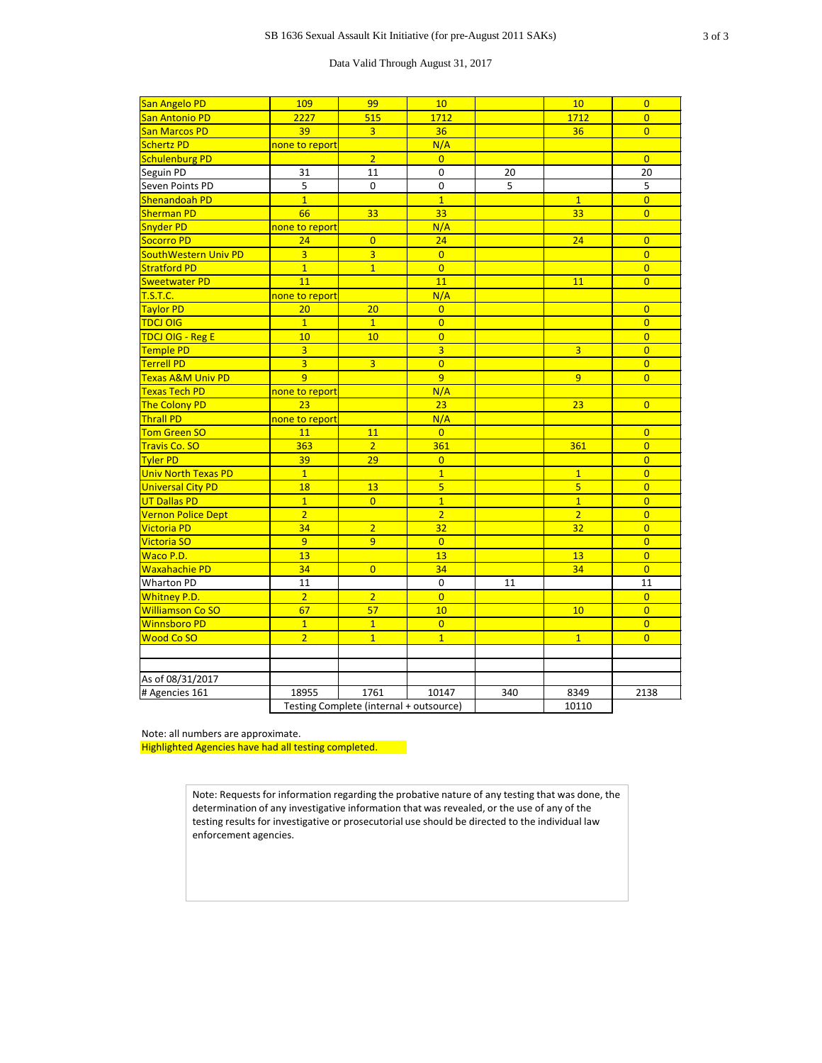| | | | | | | |
|---|---|---|---|---|---|---|
| San Angelo PD | 109 | 99 | 10 | | 10 | 0 |
| San Antonio PD | 2227 | 515 | 1712 | | 1712 | 0 |
| San Marcos PD | 39 | 3 | 36 | | 36 | 0 |
| Schertz PD | none to report | | N/A | | | |
| Schulenburg PD | | 2 | 0 | | | 0 |
| Seguin PD | 31 | 11 | 0 | 20 | | 20 |
| Seven Points PD | 5 | 0 | 0 | 5 | | 5 |
| Shenandoah PD | 1 | | 1 | | 1 | 0 |
| Sherman PD | 66 | 33 | 33 | | 33 | 0 |
| Snyder PD | none to report | | N/A | | | |
| Socorro PD | 24 | 0 | 24 | | 24 | 0 |
| SouthWestern Univ PD | 3 | 3 | 0 | | | 0 |
| Stratford PD | 1 | 1 | 0 | | | 0 |
| Sweetwater PD | 11 | | 11 | | 11 | 0 |
| T.S.T.C. | none to report | | N/A | | | |
| Taylor PD | 20 | 20 | 0 | | | 0 |
| TDCJ OIG | 1 | 1 | 0 | | | 0 |
| TDCJ OIG - Reg E | 10 | 10 | 0 | | | 0 |
| Temple PD | 3 | | 3 | | 3 | 0 |
| Terrell PD | 3 | 3 | 0 | | | 0 |
| Texas A&M Univ PD | 9 | | 9 | | 9 | 0 |
| Texas Tech PD | none to report | | N/A | | | |
| The Colony PD | 23 | | 23 | | 23 | 0 |
| Thrall PD | none to report | | N/A | | | |
| Tom Green SO | 11 | 11 | 0 | | | 0 |
| Travis Co. SO | 363 | 2 | 361 | | 361 | 0 |
| Tyler PD | 39 | 29 | 0 | | | 0 |
| Univ North Texas PD | 1 | | 1 | | 1 | 0 |
| Universal City PD | 18 | 13 | 5 | | 5 | 0 |
| UT Dallas PD | 1 | 0 | 1 | | 1 | 0 |
| Vernon Police Dept | 2 | | 2 | | 2 | 0 |
| Victoria PD | 34 | 2 | 32 | | 32 | 0 |
| Victoria SO | 9 | 9 | 0 | | | 0 |
| Waco P.D. | 13 | | 13 | | 13 | 0 |
| Waxahachie PD | 34 | 0 | 34 | | 34 | 0 |
| Wharton PD | 11 | | 0 | 11 | | 11 |
| Whitney P.D. | 2 | 2 | 0 | | | 0 |
| Williamson Co SO | 67 | 57 | 10 | | 10 | 0 |
| Winnsboro PD | 1 | 1 | 0 | | | 0 |
| Wood Co SO | 2 | 1 | 1 | | 1 | 0 |
| | | | | | | |
| | | | | | | |
| As of 08/31/2017 | | | | | | |
| # Agencies 161 | 18955 | 1761 | 10147 | 340 | 8349 | 2138 |
| | Testing Complete (internal + outsource) | | | | 10110 | |

Note: all numbers are approximate.

Highlighted Agencies have had all testing completed.

Note: Requests for information regarding the probative nature of any testing that was done, the determination of any investigative information that was revealed, or the use of any of the testing results for investigative or prosecutorial use should be directed to the individual law enforcement agencies.